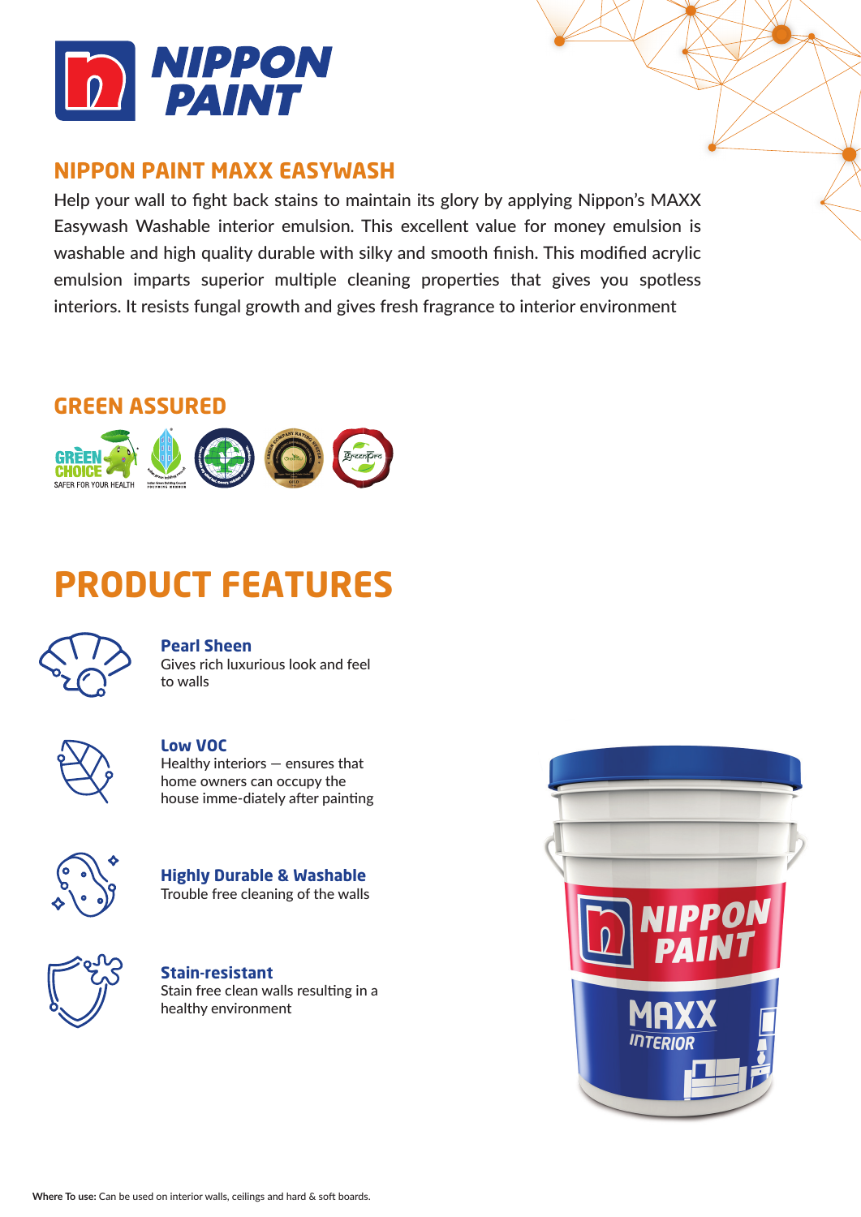# NIPPON PAINT

## NIPPON PAINT MAXX EASYWASH

Help your wall to fight back stains to maintain its glory by applying Nippon's MAXX Easywash Washable interior emulsion. This excellent value for money emulsion is washable and high quality durable with silky and smooth finish. This modified acrylic emulsion imparts superior multiple cleaning properties that gives you spotless interiors. It resists fungal growth and gives fresh fragrance to interior environment

## GREEN ASSURED

GREEN CHOICE SAFER FOR YOUR HEALTH

# PRODUCT FEATURES

**Pearl Sheen**
Gives rich luxurious look and feel to walls

**Low VOC**
Healthy interiors — ensures that home owners can occupy the house imme-diately after painting

**Highly Durable & Washable**
Trouble free cleaning of the walls

**Stain-resistant**
Stain free clean walls resulting in a healthy environment

**Where To use:** Can be used on interior walls, ceilings and hard & soft boards.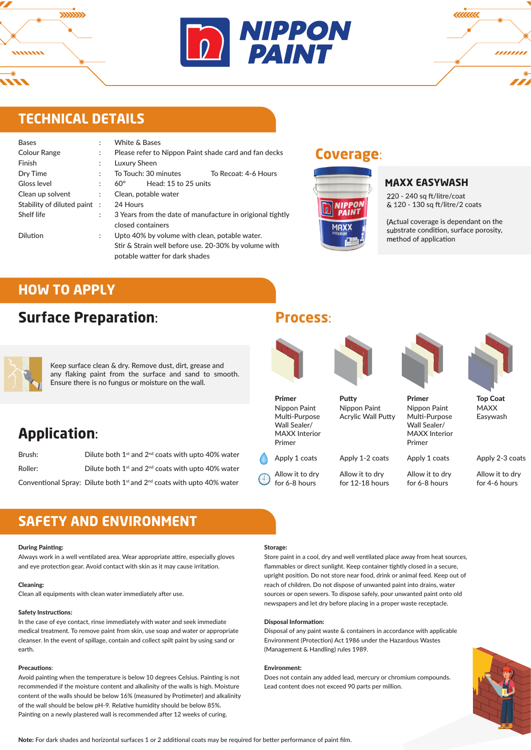# NIPPON PAINT

## TECHNICAL DETAILS

| | | |
|---|---|---|
| Bases | : | White & Bases |
| Colour Range | : | Please refer to Nippon Paint shade card and fan decks |
| Finish | : | Luxury Sheen |
| Dry Time | : | To Touch: 30 minutes    To Recoat: 4-6 Hours |
| Gloss level | : | 60°    Head: 15 to 25 units |
| Clean up solvent | : | Clean, potable water |
| Stability of diluted paint | : | 24 Hours |
| Shelf life | : | 3 Years from the date of manufacture in origional tightly closed containers |
| Dilution | : | Upto 40% by volume with clean, potable water. Stir & Strain well before use. 20-30% by volume with potable watter for dark shades |

## Coverage:

### MAXX EASYWASH

220 - 240 sq ft/litre/coat
& 120 - 130 sq ft/litre/2 coats

(Actual coverage is dependant on the substrate condition, surface porosity, method of application

## HOW TO APPLY

### Surface Preparation:

Keep surface clean & dry. Remove dust, dirt, grease and any flaking paint from the surface and sand to smooth. Ensure there is no fungus or moisture on the wall.

### Application:

| | |
|---|---|
| Brush: | Dilute both 1st and 2nd coats with upto 40% water |
| Roller: | Dilute both 1st and 2nd coats with upto 40% water |
| Conventional Spray: | Dilute both 1st and 2nd coats with upto 40% water |

### Process:

| | Primer | Putty | Primer | Top Coat |
|---|---|---|---|---|
| Product | Nippon Paint Multi-Purpose Wall Sealer/ MAXX Interior Primer | Nippon Paint Acrylic Wall Putty | Nippon Paint Multi-Purpose Wall Sealer/ MAXX Interior Primer | MAXX Easywash |
| Coats | Apply 1 coats | Apply 1-2 coats | Apply 1 coats | Apply 2-3 coats |
| Drying | Allow it to dry for 6-8 hours | Allow it to dry for 12-18 hours | Allow it to dry for 6-8 hours | Allow it to dry for 4-6 hours |

## SAFETY AND ENVIRONMENT

**During Painting:**
Always work in a well ventilated area. Wear appropriate attire, especially gloves and eye protection gear. Avoid contact with skin as it may cause irritation.

**Cleaning:**
Clean all equipments with clean water immediately after use.

**Safety Instructions:**
In the case of eye contact, rinse immediately with water and seek immediate medical treatment. To remove paint from skin, use soap and water or appropriate cleanser. In the event of spillage, contain and collect spilt paint by using sand or earth.

**Precautions**:
Avoid painting when the temperature is below 10 degrees Celsius. Painting is not recommended if the moisture content and alkalinity of the walls is high. Moisture content of the walls should be below 16% (measured by Protimeter) and alkalinity of the wall should be below pH-9. Relative humidity should be below 85%. Painting on a newly plastered wall is recommended after 12 weeks of curing.

**Storage:**
Store paint in a cool, dry and well ventilated place away from heat sources, flammables or direct sunlight. Keep container tightly closed in a secure, upright position. Do not store near food, drink or animal feed. Keep out of reach of children. Do not dispose of unwanted paint into drains, water sources or open sewers. To dispose safely, pour unwanted paint onto old newspapers and let dry before placing in a proper waste receptacle.

**Disposal Information:**
Disposal of any paint waste & containers in accordance with applicable Environment (Protection) Act 1986 under the Hazardous Wastes (Management & Handling) rules 1989.

**Environment:**
Does not contain any added lead, mercury or chromium compounds. Lead content does not exceed 90 parts per million.

**Note:** For dark shades and horizontal surfaces 1 or 2 additional coats may be required for better performance of paint film.